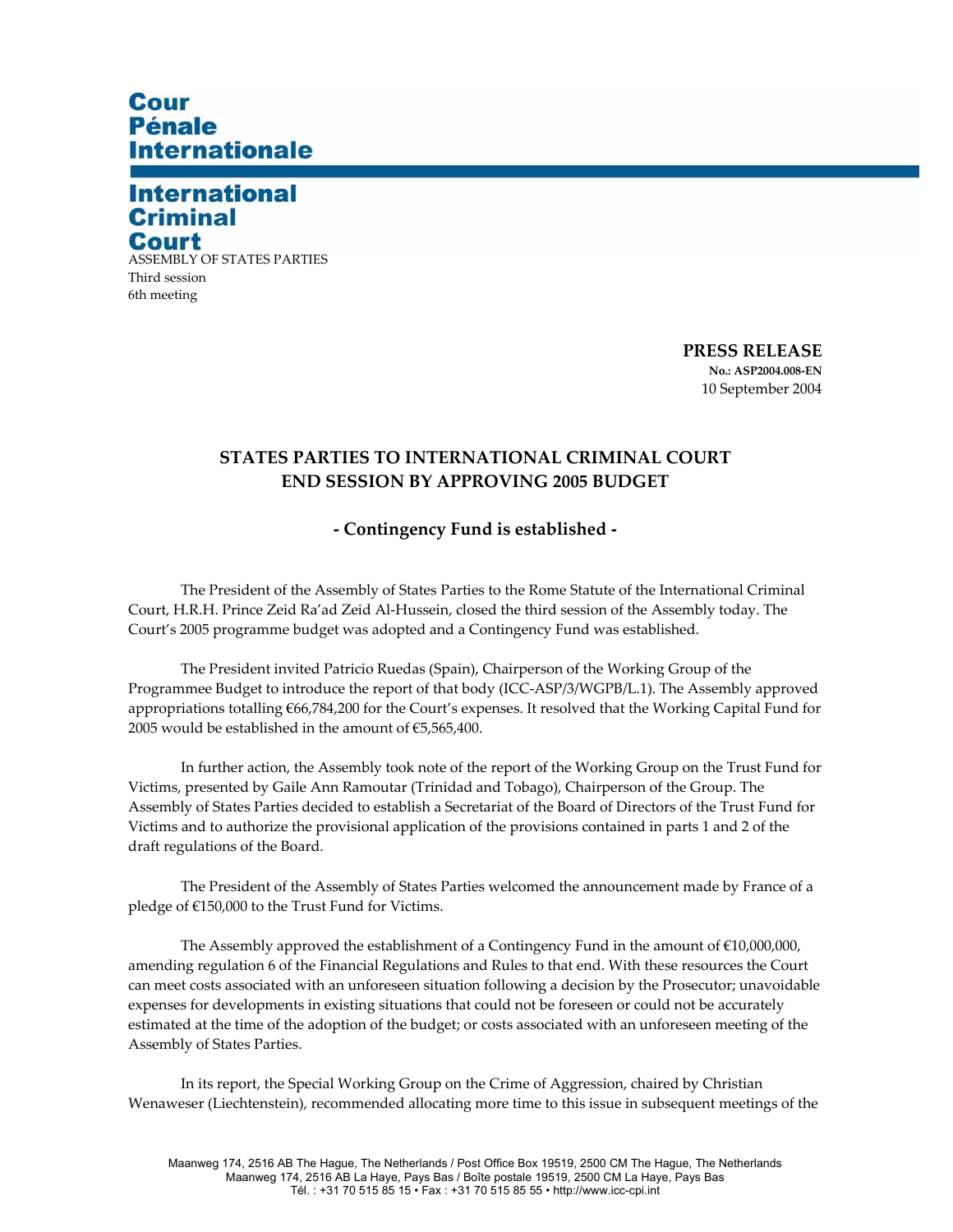**Cour Pénale Internationale**

**International Criminal Court**

ASSEMBLY OF STATES PARTIES
Third session
6th meeting

**PRESS RELEASE**
**No.: ASP2004.008-EN**
10 September 2004

## STATES PARTIES TO INTERNATIONAL CRIMINAL COURT END SESSION BY APPROVING 2005 BUDGET

### - Contingency Fund is established -

The President of the Assembly of States Parties to the Rome Statute of the International Criminal Court, H.R.H. Prince Zeid Ra'ad Zeid Al-Hussein, closed the third session of the Assembly today. The Court's 2005 programme budget was adopted and a Contingency Fund was established.

The President invited Patricio Ruedas (Spain), Chairperson of the Working Group of the Programmee Budget to introduce the report of that body (ICC-ASP/3/WGPB/L.1). The Assembly approved appropriations totalling €66,784,200 for the Court's expenses. It resolved that the Working Capital Fund for 2005 would be established in the amount of €5,565,400.

In further action, the Assembly took note of the report of the Working Group on the Trust Fund for Victims, presented by Gaile Ann Ramoutar (Trinidad and Tobago), Chairperson of the Group. The Assembly of States Parties decided to establish a Secretariat of the Board of Directors of the Trust Fund for Victims and to authorize the provisional application of the provisions contained in parts 1 and 2 of the draft regulations of the Board.

The President of the Assembly of States Parties welcomed the announcement made by France of a pledge of €150,000 to the Trust Fund for Victims.

The Assembly approved the establishment of a Contingency Fund in the amount of €10,000,000, amending regulation 6 of the Financial Regulations and Rules to that end. With these resources the Court can meet costs associated with an unforeseen situation following a decision by the Prosecutor; unavoidable expenses for developments in existing situations that could not be foreseen or could not be accurately estimated at the time of the adoption of the budget; or costs associated with an unforeseen meeting of the Assembly of States Parties.

In its report, the Special Working Group on the Crime of Aggression, chaired by Christian Wenaweser (Liechtenstein), recommended allocating more time to this issue in subsequent meetings of the

Maanweg 174, 2516 AB The Hague, The Netherlands / Post Office Box 19519, 2500 CM The Hague, The Netherlands
Maanweg 174, 2516 AB La Haye, Pays Bas / Boîte postale 19519, 2500 CM La Haye, Pays Bas
Tél. : +31 70 515 85 15 • Fax : +31 70 515 85 55 • http://www.icc-cpi.int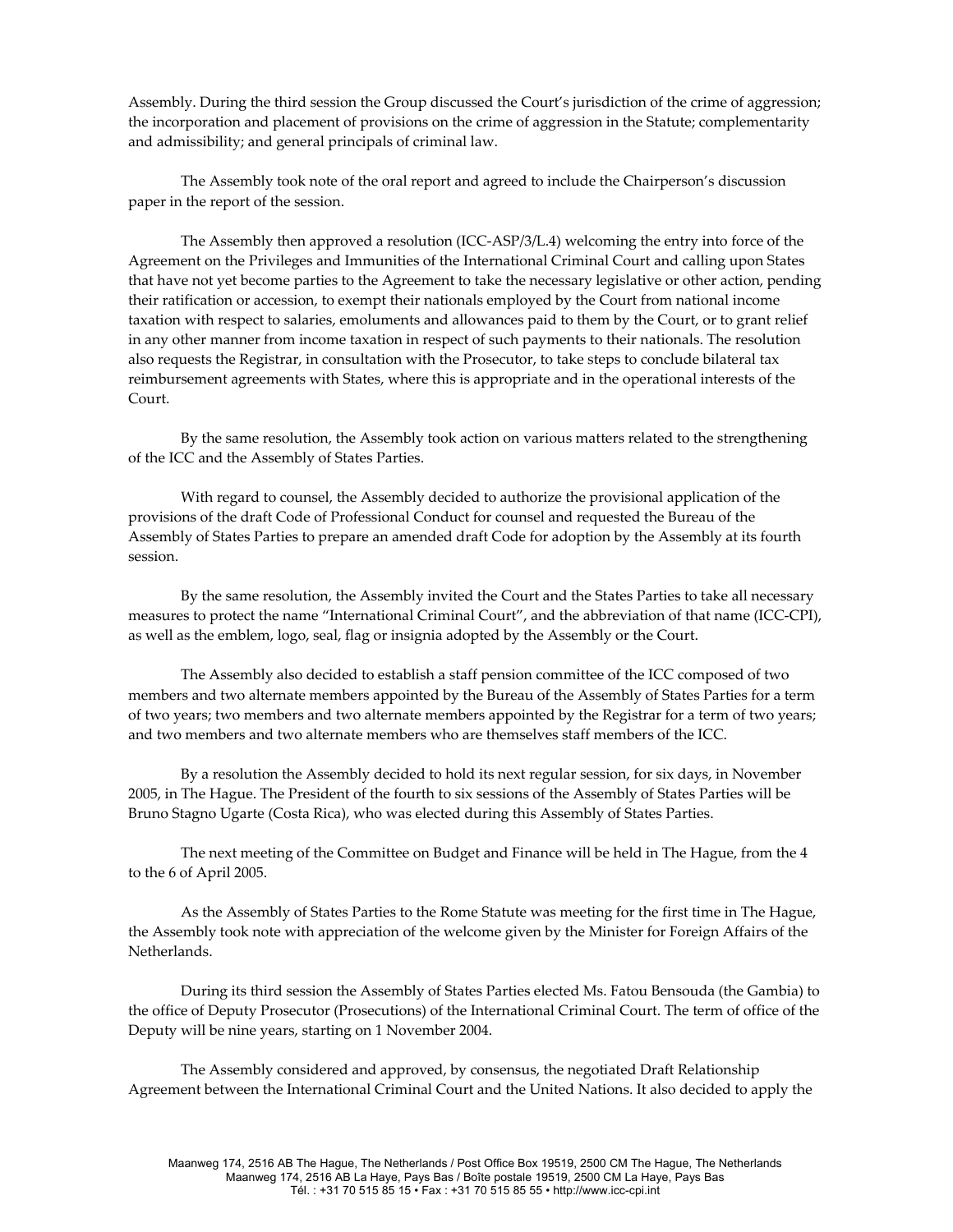Assembly. During the third session the Group discussed the Court's jurisdiction of the crime of aggression; the incorporation and placement of provisions on the crime of aggression in the Statute; complementarity and admissibility; and general principals of criminal law.

The Assembly took note of the oral report and agreed to include the Chairperson's discussion paper in the report of the session.

The Assembly then approved a resolution (ICC-ASP/3/L.4) welcoming the entry into force of the Agreement on the Privileges and Immunities of the International Criminal Court and calling upon States that have not yet become parties to the Agreement to take the necessary legislative or other action, pending their ratification or accession, to exempt their nationals employed by the Court from national income taxation with respect to salaries, emoluments and allowances paid to them by the Court, or to grant relief in any other manner from income taxation in respect of such payments to their nationals. The resolution also requests the Registrar, in consultation with the Prosecutor, to take steps to conclude bilateral tax reimbursement agreements with States, where this is appropriate and in the operational interests of the Court.

By the same resolution, the Assembly took action on various matters related to the strengthening of the ICC and the Assembly of States Parties.

With regard to counsel, the Assembly decided to authorize the provisional application of the provisions of the draft Code of Professional Conduct for counsel and requested the Bureau of the Assembly of States Parties to prepare an amended draft Code for adoption by the Assembly at its fourth session.

By the same resolution, the Assembly invited the Court and the States Parties to take all necessary measures to protect the name "International Criminal Court", and the abbreviation of that name (ICC-CPI), as well as the emblem, logo, seal, flag or insignia adopted by the Assembly or the Court.

The Assembly also decided to establish a staff pension committee of the ICC composed of two members and two alternate members appointed by the Bureau of the Assembly of States Parties for a term of two years; two members and two alternate members appointed by the Registrar for a term of two years; and two members and two alternate members who are themselves staff members of the ICC.

By a resolution the Assembly decided to hold its next regular session, for six days, in November 2005, in The Hague. The President of the fourth to six sessions of the Assembly of States Parties will be Bruno Stagno Ugarte (Costa Rica), who was elected during this Assembly of States Parties.

The next meeting of the Committee on Budget and Finance will be held in The Hague, from the 4 to the 6 of April 2005.

As the Assembly of States Parties to the Rome Statute was meeting for the first time in The Hague, the Assembly took note with appreciation of the welcome given by the Minister for Foreign Affairs of the Netherlands.

During its third session the Assembly of States Parties elected Ms. Fatou Bensouda (the Gambia) to the office of Deputy Prosecutor (Prosecutions) of the International Criminal Court. The term of office of the Deputy will be nine years, starting on 1 November 2004.

The Assembly considered and approved, by consensus, the negotiated Draft Relationship Agreement between the International Criminal Court and the United Nations. It also decided to apply the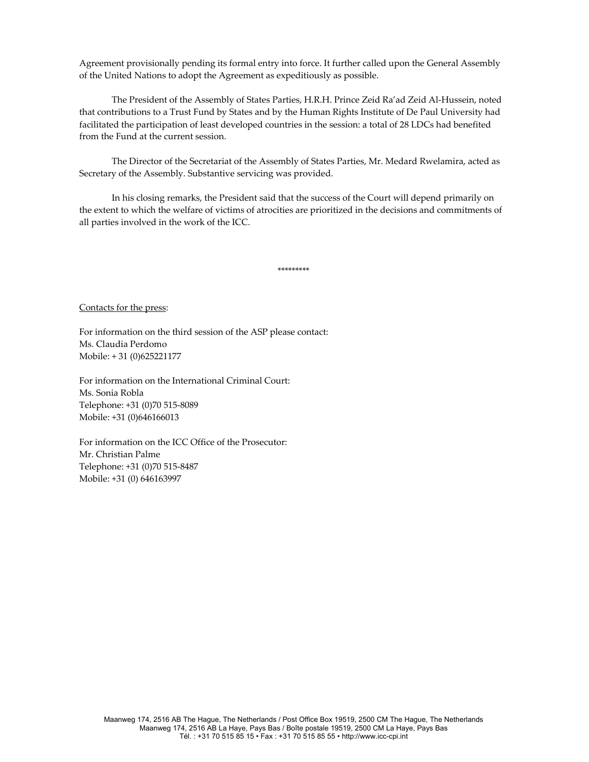Agreement provisionally pending its formal entry into force. It further called upon the General Assembly of the United Nations to adopt the Agreement as expeditiously as possible.

The President of the Assembly of States Parties, H.R.H. Prince Zeid Ra'ad Zeid Al-Hussein, noted that contributions to a Trust Fund by States and by the Human Rights Institute of De Paul University had facilitated the participation of least developed countries in the session: a total of 28 LDCs had benefited from the Fund at the current session.

The Director of the Secretariat of the Assembly of States Parties, Mr. Medard Rwelamira, acted as Secretary of the Assembly. Substantive servicing was provided.

In his closing remarks, the President said that the success of the Court will depend primarily on the extent to which the welfare of victims of atrocities are prioritized in the decisions and commitments of all parties involved in the work of the ICC.

*********

Contacts for the press:

For information on the third session of the ASP please contact:
Ms. Claudia Perdomo
Mobile: + 31 (0)625221177

For information on the International Criminal Court:
Ms. Sonia Robla
Telephone: +31 (0)70 515-8089
Mobile: +31 (0)646166013

For information on the ICC Office of the Prosecutor:
Mr. Christian Palme
Telephone: +31 (0)70 515-8487
Mobile: +31 (0) 646163997

Maanweg 174, 2516 AB The Hague, The Netherlands / Post Office Box 19519, 2500 CM The Hague, The Netherlands
Maanweg 174, 2516 AB La Haye, Pays Bas / Boîte postale 19519, 2500 CM La Haye, Pays Bas
Tél. : +31 70 515 85 15 • Fax : +31 70 515 85 55 • http://www.icc-cpi.int